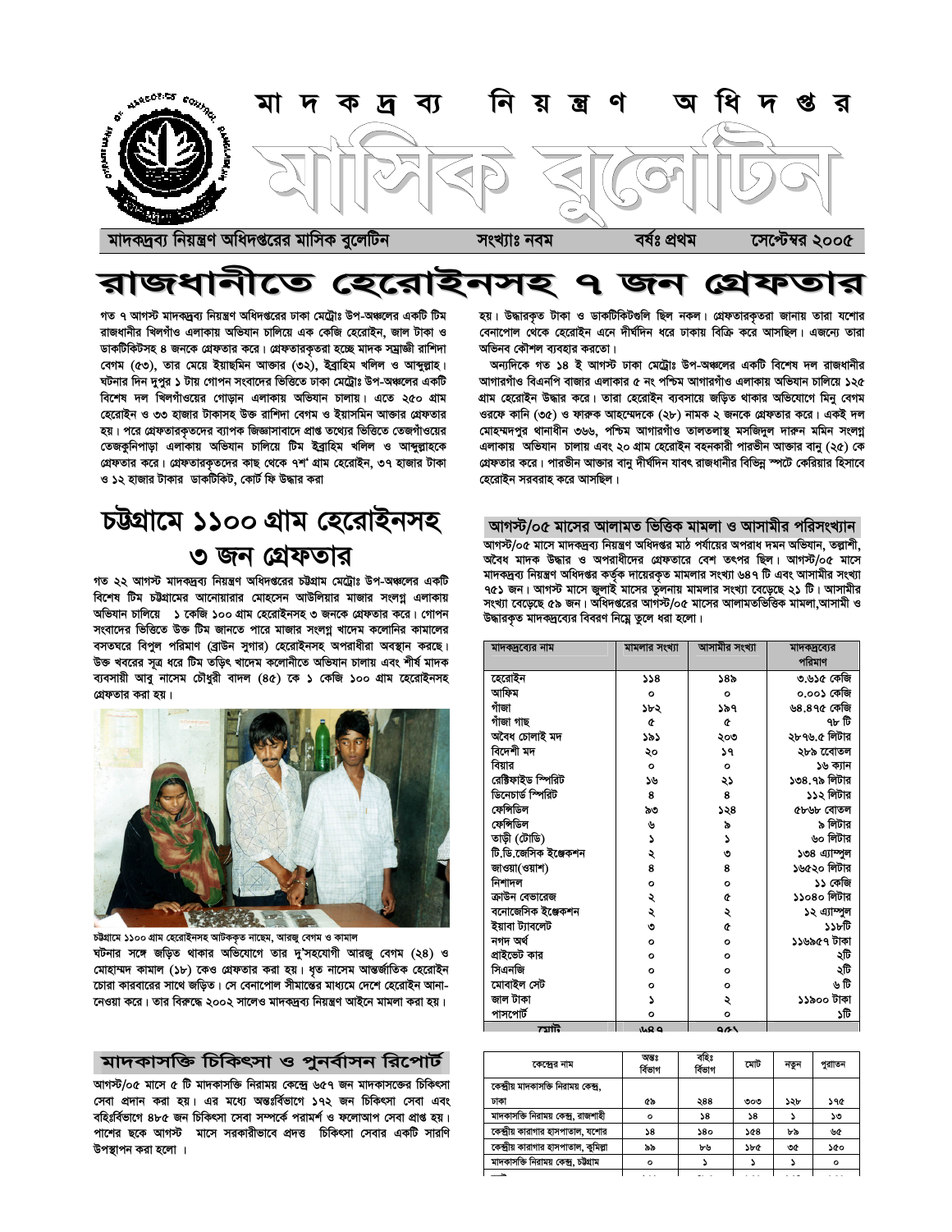# মাদকদ্রব্য নিয়ন্ত্রণ অধিদপ্তর

# মাসিক বুলেটিন

**মাদকদ্রব্য নিয়ন্ত্রণ অধিদপ্তরের মাসিক বুলেটিন** | **সংখ্যাঃ নবম** | **বর্ষঃ প্রথম** | **সেপ্টেম্বর ২০০৫**

# রাজধানীতে হেরোইনসহ ৭ জন গ্রেফতার

গত ৭ আগস্ট মাদকদ্রব্য নিয়ন্ত্রণ অধিদপ্তরের ঢাকা মেট্রোঃ উপ-অঞ্চলের একটি টিম রাজধানীর খিলগাঁও এলাকায় অভিযান চালিয়ে এক কেজি হেরোইন, জাল টাকা ও ডাকটিকিটসহ ৪ জনকে গ্রেফতার করে। গ্রেফতারকৃতরা হচ্ছে মাদক সম্রাজ্ঞী রাশিদা বেগম (৫৩), তার মেয়ে ইয়াছমিন আক্তার (৩২), ইব্রাহিম খলিল ও আব্দুল্লাহ। ঘটনার দিন দুপুর ১ টায় গোপন সংবাদের ভিত্তিতে ঢাকা মেট্রোঃ উপ-অঞ্চলের একটি বিশেষ দল খিলগাঁওয়ের গোড়ান এলাকায় অভিযান চালায়। এতে ২৫০ গ্রাম হেরোইন ও ৩৩ হাজার টাকাসহ উক্ত রাশিদা বেগম ও ইয়াসমিন আক্তার গ্রেফতার হয়। পরে গ্রেফতারকৃতদের ব্যাপক জিজ্ঞাসাবাদে প্রাপ্ত তথ্যের ভিত্তিতে তেজগাঁওয়ের তেজকুনিপাড়া এলাকায় অভিযান চালিয়ে টিম ইব্রাহিম খলিল ও আব্দুল্লাহকে গ্রেফতার করে। গ্রেফতারকৃতদের কাছ থেকে ৭শ' গ্রাম হেরোইন, ৩৭ হাজার টাকা ও ১২ হাজার টাকার ডাকটিকিট, কোর্ট ফি উদ্ধার করা হয়। উদ্ধারকৃত টাকা ও ডাকটিকিটগুলি ছিল নকল। গ্রেফতারকৃতরা জানায় তারা যশোর বেনাপোল থেকে হেরোইন এনে দীর্ঘদিন ধরে ঢাকায় বিক্রি করে আসছিল। এজন্যে তারা অভিনব কৌশল ব্যবহার করতো।

অন্যদিকে গত ১৪ ই আগস্ট ঢাকা মেট্রোঃ উপ-অঞ্চলের একটি বিশেষ দল রাজধানীর আগারগাঁও বিএনপি বাজার এলাকার ৫ নং পশ্চিম আগারগাঁও এলাকায় অভিযান চালিয়ে ১২৫ গ্রাম হেরোইন উদ্ধার করে। তারা হেরোইন ব্যবসায়ে জড়িত থাকার অভিযোগে মিনু বেগম ওরফে কানি (৩৫) ও ফারুক আহম্মেদকে (২৮) নামক ২ জনকে গ্রেফতার করে। একই দল মোহম্মদপুর থানাধীন ৩৬৬, পশ্চিম আগারগাঁও তালতলাস্থ মসজিদুল দারুন মমিন সংলগ্ন এলাকায় অভিযান চালায় এবং ২০ গ্রাম হেরোইন বহনকারী পারভীন আক্তার বানু (২৫) কে গ্রেফতার করে। পারভীন আক্তার বানু দীর্ঘদিন যাবৎ রাজধানীর বিভিন্ন স্পটে কেরিয়ার হিসাবে হেরোইন সরবরাহ করে আসছিল।

## চট্টগ্রামে ১১০০ গ্রাম হেরোইনসহ ৩ জন গ্রেফতার

গত ২২ আগস্ট মাদকদ্রব্য নিয়ন্ত্রণ অধিদপ্তরের চট্টগ্রাম মেট্রোঃ উপ-অঞ্চলের একটি বিশেষ টিম চট্টগ্রামের আনোয়ারার মোহসেন আউলিয়ার মাজার সংলগ্ন এলাকায় অভিযান চালিয়ে ১ কেজি ১০০ গ্রাম হেরোইনসহ ৩ জনকে গ্রেফতার করে। গোপন সংবাদের ভিত্তিতে উক্ত টিম জানতে পারে মাজার সংলগ্ন খাদেম কলোনির কামালের বসতঘরে বিপুল পরিমাণ (ব্রাউন সুগার) হেরোইনসহ অপরাধীরা অবস্থান করছে। উক্ত খবরের সূত্র ধরে টিম তড়িৎ খাদেম কলোনীতে অভিযান চালায় এবং শীর্ষ মাদক ব্যবসায়ী আবু নাসেম চৌধুরী বাদল (৪৫) কে ১ কেজি ১০০ গ্রাম হেরোইনসহ গ্রেফতার করা হয়।

চট্টগ্রামে ১১০০ গ্রাম হেরোইনসহ আটককৃত নাছেম, আরজু বেগম ও কামাল

ঘটনার সঙ্গে জড়িত থাকার অভিযোগে তার দু'সহযোগী আরজু বেগম (২৪) ও মোহাম্মদ কামাল (১৮) কেও গ্রেফতার করা হয়। ধৃত নাসেম আন্তর্জাতিক হেরোইন চোরা কারবারের সাথে জড়িত। সে বেনাপোল সীমান্তের মাধ্যমে দেশে হেরোইন আনা-নেওয়া করে। তার বিরুদ্ধে ২০০২ সালেও মাদকদ্রব্য নিয়ন্ত্রণ আইনে মামলা করা হয়।

## আগস্ট/০৫ মাসের আলামত ভিত্তিক মামলা ও আসামীর পরিসংখ্যান

আগস্ট/০৫ মাসে মাদকদ্রব্য নিয়ন্ত্রণ অধিদপ্তর মাঠ পর্যায়ের অপরাধ দমন অভিযান, তল্লাশী, অবৈধ মাদক উদ্ধার ও অপরাধীদের গ্রেফতারে বেশ তৎপর ছিল। আগস্ট/০৫ মাসে মাদকদ্রব্য নিয়ন্ত্রণ অধিদপ্তর কর্তৃক দায়েরকৃত মামলার সংখ্যা ৬৪৭ টি এবং আসামীর সংখ্যা ৭৫১ জন। আগস্ট মাসে জুলাই মাসের তুলনায় মামলার সংখ্যা বেড়েছে ২১ টি। আসামীর সংখ্যা বেড়েছে ৫৯ জন। অধিদপ্তরের আগস্ট/০৫ মাসের আলামতভিত্তিক মামলা,আসামী ও উদ্ধারকৃত মাদকদ্রব্যের বিবরণ নিম্নে তুলে ধরা হলো।

| মাদকদ্রব্যের নাম | মামলার সংখ্যা | আসামীর সংখ্যা | মাদকদ্রব্যের পরিমাণ |
|---|---|---|---|
| হেরোইন | ১১৪ | ১৪৯ | ৩.৬১৫ কেজি |
| আফিম | ০ | ০ | ০.০০১ কেজি |
| গাঁজা | ১৮২ | ১৯৭ | ৬৪.৪৭৫ কেজি |
| গাঁজা গাছ | ৫ | ৫ | ৭৮ টি |
| অবৈধ চোলাই মদ | ১৯১ | ২০৩ | ২৮৭৬.৫ লিটার |
| বিদেশী মদ | ২০ | ১৭ | ২৮৯ বোতল |
| বিয়ার | ০ | ০ | ১৬ ক্যান |
| রেক্টিফাইড স্পিরিট | ১৬ | ২১ | ১৩৪.৭৯ লিটার |
| ডিনেচার্ড স্পিরিট | ৪ | ৪ | ১১২ লিটার |
| ফেন্সিডিল | ৯৩ | ১২৪ | ৫৮৬৮ বোতল |
| ফেন্সিডিল | ৬ | ৯ | ৯ লিটার |
| তাড়ী (টোডি) | ১ | ১ | ৬০ লিটার |
| টি.ডি.জেসিক ইঞ্জেকশন | ২ | ৩ | ১৩৪ এ্যাম্পুল |
| জাওয়া(ওয়াশ) | ৪ | ৪ | ১৬৫২০ লিটার |
| নিশাদল | ০ | ০ | ১১ কেজি |
| ক্রাউন বেভারেজ | ২ | ৫ | ১১০৪০ লিটার |
| বনোজেসিক ইঞ্জেকশন | ২ | ২ | ১২ এ্যাম্পুল |
| ইয়াবা ট্যাবলেট | ৩ | ৫ | ১১৮টি |
| নগদ অর্থ | ০ | ০ | ১১৬৯৫৭ টাকা |
| প্রাইভেট কার | ০ | ০ | ২টি |
| সিএনজি | ০ | ০ | ২টি |
| মোবাইল সেট | ০ | ০ | ৬ টি |
| জাল টাকা | ১ | ২ | ১১৯০০ টাকা |
| পাসপোর্ট | ০ | ০ | ১টি |
| মোট | ৬৪৭ | ৭৫১ | |

## মাদকাসক্তি চিকিৎসা ও পুনর্বাসন রিপোর্ট

আগস্ট/০৫ মাসে ৫ টি মাদকাসক্তি নিরাময় কেন্দ্রে ৬৫৭ জন মাদকাসক্তের চিকিৎসা সেবা প্রদান করা হয়। এর মধ্যে অন্তঃর্বিভাগে ১৭২ জন চিকিৎসা সেবা এবং বহিঃর্বিভাগে ৪৮৫ জন চিকিৎসা সেবা সম্পর্কে পরামর্শ ও ফলোআপ সেবা প্রাপ্ত হয়। পাশের ছকে আগস্ট মাসে সরকারীভাবে প্রদত্ত চিকিৎসা সেবার একটি সারণি উপস্থাপন করা হলো।

| কেন্দ্রের নাম | অন্তঃ বিভাগ | বহিঃ বিভাগ | মোট | নতুন | পুরাতন |
|---|---|---|---|---|---|
| কেন্দ্রীয় মাদকাসক্তি নিরাময় কেন্দ্র, ঢাকা | ৫৯ | ২৪৪ | ৩০৩ | ১২৮ | ১৭৫ |
| মাদকাসক্তি নিরাময় কেন্দ্র, রাজশাহী | ০ | ১৪ | ১৪ | ১ | ১৩ |
| কেন্দ্রীয় কারাগার হাসপাতাল, যশোর | ১৪ | ১৪০ | ১৫৪ | ৮৯ | ৬৫ |
| কেন্দ্রীয় কারাগার হাসপাতাল, কুমিল্লা | ৯৯ | ৮৬ | ১৮৫ | ৩৫ | ১৫০ |
| মাদকাসক্তি নিরাময় কেন্দ্র, চট্টগ্রাম | ০ | ১ | ১ | ১ | ০ |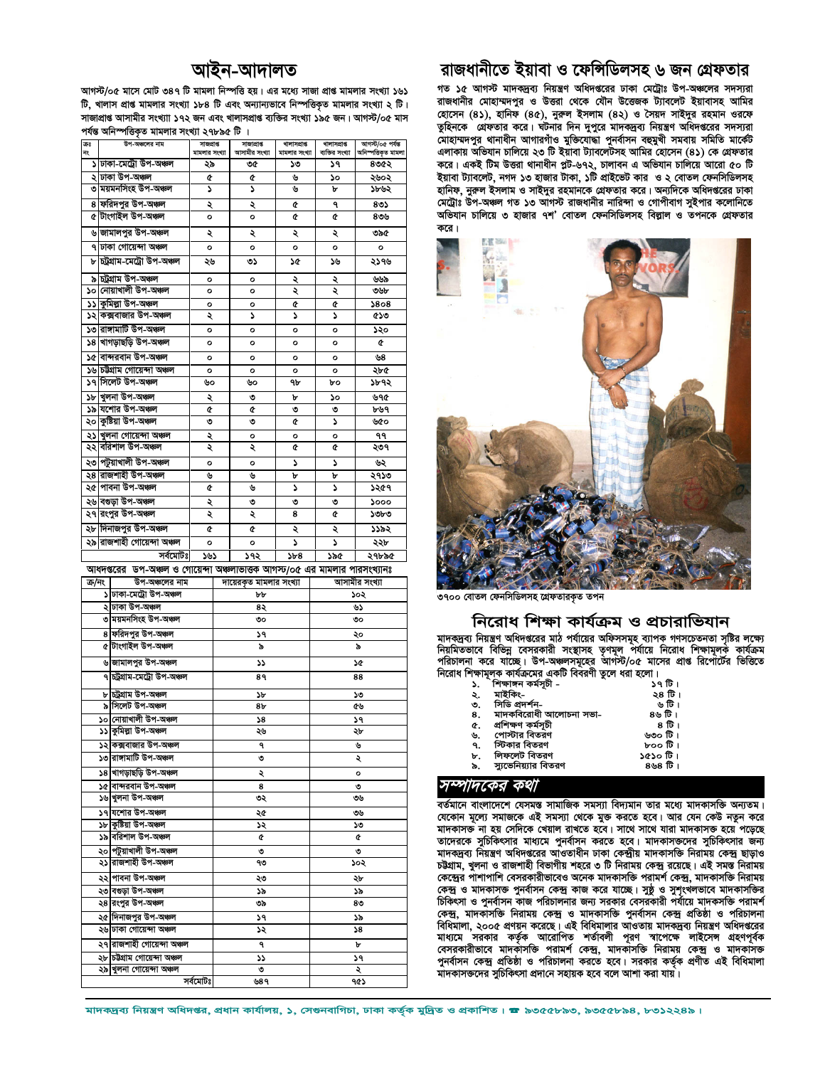## আইন-আদালত

আগস্ট/০৫ মাসে মোট ৩৪৭ টি মামলা নিস্পত্তি হয়। এর মধ্যে সাজা প্রাপ্ত মামলার সংখ্যা ১৬১ টি, খালাস প্রাপ্ত মামলার সংখ্যা ১৮৪ টি এবং অন্যান্যভাবে নিস্পত্তিকৃত মামলার সংখ্যা ২ টি। সাজাপ্রাপ্ত আসামীর সংখ্যাা ১৭২ জন এবং খালাসপ্রাপ্ত ব্যক্তির সংখ্যা ১৯৫ জন। আগস্ট/০৫ মাস পর্যন্ত অনিস্পত্তিকৃত মামলার সংখ্যা ২৭৮৯৫ টি ।

| ক্রঃ নং | উপ-অঞ্চলের নাম | সাজাপ্রাপ্ত মামলার সংখ্যা | সাজাপ্রাপ্ত আসামীর সংখ্যা | খালাসপ্রাপ্ত মামলার সংখ্যা | খালাসপ্রাপ্ত ব্যক্তির সংখ্যা | আগস্ট/০৫ পর্যন্ত অনিস্পত্তিকৃত মামলা |
|---|---|---|---|---|---|---|
| ১ | ঢাকা-মেট্রো উপ-অঞ্চল | ২৯ | ৩৫ | ১৩ | ১৭ | ৪০৫২ |
| ২ | ঢাকা উপ-অঞ্চল | ৫ | ৫ | ৬ | ১০ | ২৬০২ |
| ৩ | ময়মনসিংহ উপ-অঞ্চল | ১ | ১ | ৬ | ৮ | ১৮৬২ |
| ৪ | ফরিদপুর উপ-অঞ্চল | ২ | ২ | ৫ | ৭ | ৪৩১ |
| ৫ | টাংগাইল উপ-অঞ্চল | ০ | ০ | ৫ | ৫ | ৪৩৬ |
| ৬ | জামালপুর উপ-অঞ্চল | ২ | ২ | ২ | ২ | ৩৯৫ |
| ৭ | ঢাকা গোয়েন্দা অঞ্চল | ০ | ০ | ০ | ০ | ০ |
| ৮ | চট্টগ্রাম-মেট্রো উপ-অঞ্চল | ২৬ | ৩১ | ১৫ | ১৬ | ২১৭৬ |
| ৯ | চট্টগ্রাম উপ-অঞ্চল | ০ | ০ | ২ | ২ | ৬৬৯ |
| ১০ | নোয়াখালী উপ-অঞ্চল | ০ | ০ | ২ | ২ | ৩৬৮ |
| ১১ | কুমিল্লা উপ-অঞ্চল | ০ | ০ | ৫ | ৫ | ১৪০৪ |
| ১২ | কক্সবাজার উপ-অঞ্চল | ২ | ১ | ১ | ১ | ৫১৩ |
| ১৩ | রাঙ্গামাটি উপ-অঞ্চল | ০ | ০ | ০ | ০ | ১২০ |
| ১৪ | খাগড়াছড়ি উপ-অঞ্চল | ০ | ০ | ০ | ০ | ৫ |
| ১৫ | বান্দরবান উপ-অঞ্চল | ০ | ০ | ০ | ০ | ৬৪ |
| ১৬ | চট্টগ্রাম গোয়েন্দা অঞ্চল | ০ | ০ | ০ | ০ | ২৮৫ |
| ১৭ | সিলেট উপ-অঞ্চল | ৬০ | ৬০ | ৭৮ | ৮০ | ১৮৭২ |
| ১৮ | খুলনা উপ-অঞ্চল | ২ | ৩ | ৮ | ১০ | ৬৭৫ |
| ১৯ | যশোর উপ-অঞ্চল | ৫ | ৫ | ৩ | ৩ | ৮৬৭ |
| ২০ | কুষ্টিয়া উপ-অঞ্চল | ৩ | ৩ | ৫ | ১ | ৬৫০ |
| ২১ | খুলনা গোয়েন্দা অঞ্চল | ২ | ০ | ০ | ০ | ৭৭ |
| ২২ | বরিশাল উপ-অঞ্চল | ২ | ২ | ৫ | ৫ | ২৩৭ |
| ২৩ | পটুয়াখালী উপ-অঞ্চল | ০ | ০ | ১ | ১ | ৬২ |
| ২৪ | রাজশাহী উপ-অঞ্চল | ৬ | ৬ | ৮ | ৮ | ২৭১৩ |
| ২৫ | পাবনা উপ-অঞ্চল | ৫ | ৬ | ১ | ১ | ১২৫৭ |
| ২৬ | বগুড়া উপ-অঞ্চল | ২ | ৩ | ৩ | ৩ | ১০০০ |
| ২৭ | রংপুর উপ-অঞ্চল | ২ | ২ | ৪ | ৫ | ১৩৮৩ |
| ২৮ | দিনাজপুর উপ-অঞ্চল | ৫ | ৫ | ২ | ২ | ১১৯২ |
| ২৯ | রাজশাহী গোয়েন্দা অঞ্চল | ০ | ০ | ১ | ১ | ২২৮ |
| | সর্বমোটঃ | ১৬১ | ১৭২ | ১৮৪ | ১৯৫ | ২৭৮৯৫ |

অধিদপ্তরের উপ-অঞ্চল ও গোয়েন্দা অঞ্চলাভত্তক আগস্ট/০৫ এর মামলার পরসংখ্যানঃ

| ক্র/নং | উপ-অঞ্চলের নাম | দায়েরকৃত মামলার সংখ্যা | আসামীর সংখ্যা |
|---|---|---|---|
| ১ | ঢাকা-মেট্রো উপ-অঞ্চল | ৮৮ | ১০২ |
| ২ | ঢাকা উপ-অঞ্চল | ৪২ | ৬১ |
| ৩ | ময়মনসিংহ উপ-অঞ্চল | ৩০ | ৩০ |
| ৪ | ফরিদপুর উপ-অঞ্চল | ১৭ | ২০ |
| ৫ | টাংগাইল উপ-অঞ্চল | ৯ | ৯ |
| ৬ | জামালপুর উপ-অঞ্চল | ১১ | ১৫ |
| ৭ | চট্টগ্রাম-মেট্রো উপ-অঞ্চল | ৪৭ | ৪৪ |
| ৮ | চট্টগ্রাম উপ-অঞ্চল | ১৮ | ১৩ |
| ৯ | সিলেট উপ-অঞ্চল | ৪৮ | ৫৬ |
| ১০ | নোয়াখালী উপ-অঞ্চল | ১৪ | ১৭ |
| ১১ | কুমিল্লা উপ-অঞ্চল | ২৬ | ২৮ |
| ১২ | কক্সবাজার উপ-অঞ্চল | ৭ | ৬ |
| ১৩ | রাঙ্গামাটি উপ-অঞ্চল | ৩ | ২ |
| ১৪ | খাগড়াছড়ি উপ-অঞ্চল | ২ | ০ |
| ১৫ | বান্দরবান উপ-অঞ্চল | ৪ | ৩ |
| ১৬ | খুলনা উপ-অঞ্চল | ৩২ | ৩৬ |
| ১৭ | যশোর উপ-অঞ্চল | ২৫ | ৩৬ |
| ১৮ | কুষ্টিয়া উপ-অঞ্চল | ১২ | ১৩ |
| ১৯ | বরিশাল উপ-অঞ্চল | ৫ | ৫ |
| ২০ | পটুয়াখালী উপ-অঞ্চল | ৩ | ৩ |
| ২১ | রাজশাহী উপ-অঞ্চল | ৭৩ | ১০২ |
| ২২ | পাবনা উপ-অঞ্চল | ২৩ | ২৮ |
| ২৩ | বগুড়া উপ-অঞ্চল | ১৯ | ১৯ |
| ২৪ | রংপুর উপ-অঞ্চল | ৩৯ | ৪৩ |
| ২৫ | দিনাজপুর উপ-অঞ্চল | ১৭ | ১৯ |
| ২৬ | ঢাকা গোয়েন্দা অঞ্চল | ১২ | ১৪ |
| ২৭ | রাজশাহী গোয়েন্দা অঞ্চল | ৭ | ৮ |
| ২৮ | চট্টগ্রাম গোয়েন্দা অঞ্চল | ১১ | ১৭ |
| ২৯ | খুলনা গোয়েন্দা অঞ্চল | ৩ | ২ |
| | সর্বমোটঃ | ৬৪৭ | ৭৫১ |

## রাজধানীতে ইয়াবা ও ফেন্সিডিলসহ ৬ জন গ্রেফতার

গত ১৫ আগস্ট মাদকদ্রব্য নিয়ন্ত্রণ অধিদপ্তরের ঢাকা মেট্রোঃ উপ-অঞ্চলের সদস্যরা রাজধানীর মোহাম্মদপুর ও উত্তরা থেকে যৌন উত্তেজক ট্যাবলেট ইয়াবাসহ আমির হোসেন (৪১), হানিফ (৪৫), নুরুল ইসলাম (৪২) ও সৈয়দ সাইদুর রহমান ওরফে তুহিনকে গ্রেফতার করে। ঘটনার দিন দুপুরে মাদকদ্রব্য নিয়ন্ত্রণ অধিদপ্তরের সদস্যরা মোহাম্মদপুর থানাধীন আগারগাঁও মুক্তিযোদ্ধা পুনর্বাসন বহুমুখী সমবায় সমিতি মার্কেট এলাকায় অভিযান চালিয়ে ২৩ টি ইয়াবা ট্যাবলেটসহ আমির হোসেন (৪১) কে গ্রেফতার করে। একই টিম উত্তরা থানাধীন প্লট-৬৭২, চালাবন এ অভিযান চালিয়ে আরো ৫০ টি ইয়াবা ট্যাবলেট, নগদ ১৩ হাজার টাকা, ১টি প্রাইভেট কার ও ২ বোতল ফেনসিডিলসহ হানিফ, নুরুল ইসলাম ও সাইদুর রহমানকে গ্রেফতার করে। অন্যদিকে অধিদপ্তরের ঢাকা মেট্রোঃ উপ-অঞ্চল গত ১৩ আগস্ট রাজধানীর নারিন্দা ও গোপীবাগ সুইপার কলোনিতে অভিযান চালিয়ে ৩ হাজার ৭শ' বোতল ফেনসিডিলসহ বিল্লাল ও তপনকে গ্রেফতার করে।

৩৭০০ বোতল ফেনসিডিলসহ গ্রেফতারকৃত তপন

## নিরোধ শিক্ষা কার্যক্রম ও প্রচারাভিযান

মাদকদ্রব্য নিয়ন্ত্রণ অধিদপ্তরের মাঠ পর্যায়ের অফিসসমূহ ব্যাপক গণসচেতনতা সৃষ্টির লক্ষ্যে নিয়মিতভাবে বিভিন্ন বেসরকারী সংস্থাসহ তৃণমূল পর্যায়ে নিরোধ শিক্ষামূলক কার্যক্রম পরিচালনা করে যাচ্ছে। উপ-অঞ্চলসমূহের আগস্ট/০৫ মাসের প্রাপ্ত রিপোর্টের ভিত্তিতে নিরোধ শিক্ষামূলক কার্যক্রমের একটি বিবরণী তুলে ধরা হলো।

১. শিক্ষাঙ্গন কর্মসূচী - ১৭ টি।
২. মাইকিং- ২৪ টি।
৩. সিডি প্রদর্শন- ৬ টি।
৪. মাদকবিরোধী আলোচনা সভা- ৪৬ টি।
৫. প্রশিক্ষণ কর্মসূচী ৪ টি।
৬. পোস্টার বিতরণ ৬৩০ টি।
৭. স্টিকার বিতরণ ৮০০ টি।
৮. লিফলেট বিতরণ ১৫১০ টি।
৯. স্যুভেনিয়ার বিতরণ ৪৬৪ টি।

## *সম্পাদকের কথা*

বর্তমানে বাংলাদেশে যেসমস্ত সামাজিক সমস্যা বিদ্যমান তার মধ্যে মাদকাসক্তি অন্যতম। যেকোন মূল্যে সমাজকে এই সমস্যা থেকে মুক্ত করতে হবে। আর যেন কেউ নতুন করে মাদকাসক্ত না হয় সেদিকে খেয়াল রাখতে হবে। সাথে সাথে যারা মাদকাসক্ত হয়ে পড়েছে তাদেরকে সুচিকিৎসার মাধ্যমে পুনর্বাসন করতে হবে। মাদকাসক্তদের সুচিকিৎসার জন্য মাদকদ্রব্য নিয়ন্ত্রণ অধিদপ্তরের আওতাধীন ঢাকা কেন্দ্রীয় মাদকাসক্তি নিরাময় কেন্দ্র ছাড়াও চট্টগ্রাম, খুলনা ও রাজশাহী বিভাগীয় শহরে ৩ টি নিরাময় কেন্দ্র রয়েছে। এই সমস্ত নিরাময় কেন্দ্রের পাশাপাশি বেসরকারীভাবেও অনেক মাদকাসক্তি পরামর্শ কেন্দ্র, মাদকাসক্তি নিরাময় কেন্দ্র ও মাদকাসক্ত পুনর্বাসন কেন্দ্র কাজ করে যাচ্ছে। সুষ্ঠু ও সুশৃংখলভাবে মাদকাসক্তির চিকিৎসা ও পুনর্বাসন কাজ পরিচালনার জন্য সরকার বেসরকারী পর্যায়ে মাদকাসক্তি পরামর্শ কেন্দ্র, মাদকাসক্তি নিরাময় কেন্দ্র ও মাদকাসক্তি পুনর্বাসন কেন্দ্র প্রতিষ্ঠা ও পরিচালনা বিধিমালা, ২০০৫ প্রণয়ন করেছে। এই বিধিমালার আওতায় মাদকদ্রব্য নিয়ন্ত্রণ অধিদপ্তরের মাধ্যমে সরকার কর্তৃক আরোপিত শর্তাবলী পূরণ স্বাপেক্ষে লাইসেন্স গ্রহণপূর্বক বেসরকারীভাবে মাদকাসক্তি পরামর্শ কেন্দ্র, মাদকাসক্তি নিরাময় কেন্দ্র ও মাদকাসক্ত পুনর্বাসন কেন্দ্র প্রতিষ্ঠা ও পরিচালনা করতে হবে। সরকার কর্তৃক প্রণীত এই বিধিমালা মাদকাসক্তদের সুচিকিৎসা প্রদানে সহায়ক হবে বলে আশা করা যায়।

মাদকদ্রব্য নিয়ন্ত্রণ অধিদপ্তর, প্রধান কার্যালয়, ১, সেগুনবাগিচা, ঢাকা কর্তৃক মুদ্রিত ও প্রকাশিত। ☎ ৯৩৫৫৮৯৩, ৯৩৫৫৮৯৪, ৮৩১২২৪৯।